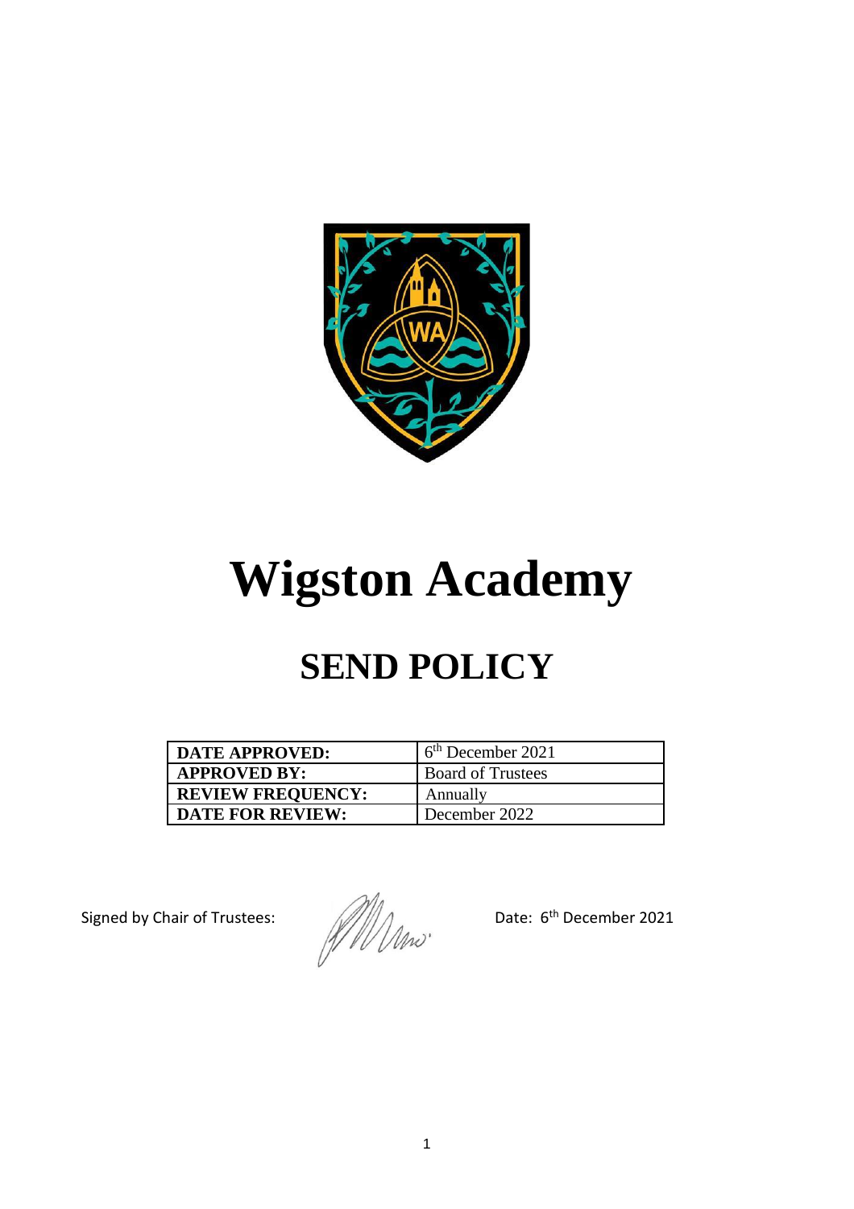# Wigston Academy

## SEND POLICY

| DATE APPROVED: | 6th December 2021 |
|---|---|
| APPROVED BY: | Board of Trustees |
| REVIEW FREQUENCY: | Annually |
| DATE FOR REVIEW: | December 2022 |

Signed by Chair of Trustees: Date: 6th December 2021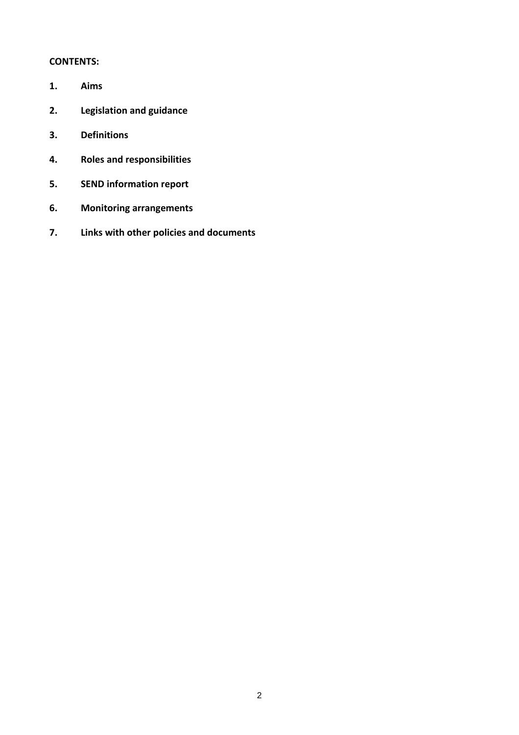**CONTENTS:**

1. **Aims**
2. **Legislation and guidance**
3. **Definitions**
4. **Roles and responsibilities**
5. **SEND information report**
6. **Monitoring arrangements**
7. **Links with other policies and documents**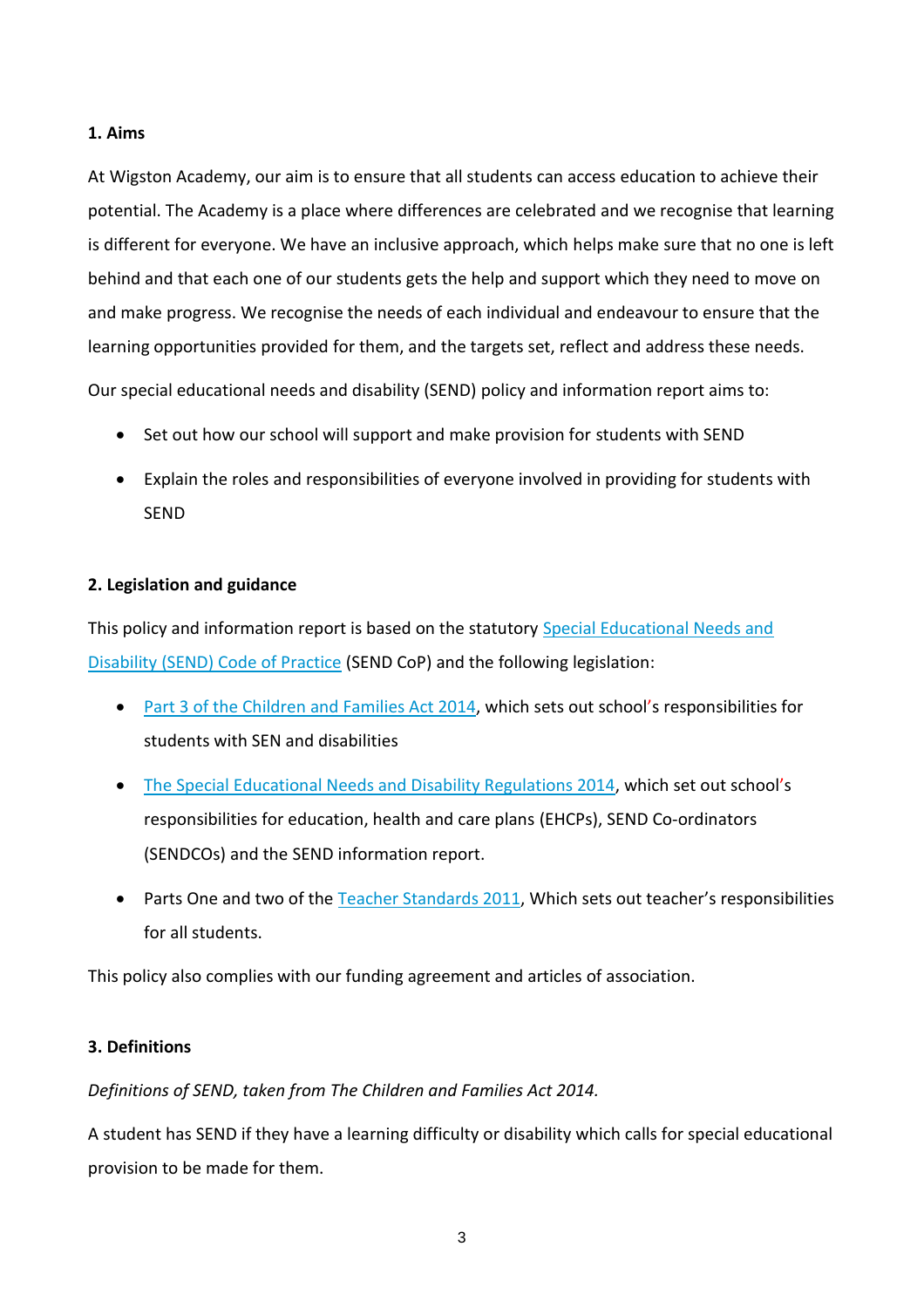## 1. Aims

At Wigston Academy, our aim is to ensure that all students can access education to achieve their potential. The Academy is a place where differences are celebrated and we recognise that learning is different for everyone. We have an inclusive approach, which helps make sure that no one is left behind and that each one of our students gets the help and support which they need to move on and make progress. We recognise the needs of each individual and endeavour to ensure that the learning opportunities provided for them, and the targets set, reflect and address these needs.

Our special educational needs and disability (SEND) policy and information report aims to:

- Set out how our school will support and make provision for students with SEND
- Explain the roles and responsibilities of everyone involved in providing for students with SEND

## 2. Legislation and guidance

This policy and information report is based on the statutory Special Educational Needs and Disability (SEND) Code of Practice (SEND CoP) and the following legislation:

- Part 3 of the Children and Families Act 2014, which sets out school's responsibilities for students with SEN and disabilities
- The Special Educational Needs and Disability Regulations 2014, which set out school's responsibilities for education, health and care plans (EHCPs), SEND Co-ordinators (SENDCOs) and the SEND information report.
- Parts One and two of the Teacher Standards 2011, Which sets out teacher's responsibilities for all students.

This policy also complies with our funding agreement and articles of association.

## 3. Definitions

*Definitions of SEND, taken from The Children and Families Act 2014.*

A student has SEND if they have a learning difficulty or disability which calls for special educational provision to be made for them.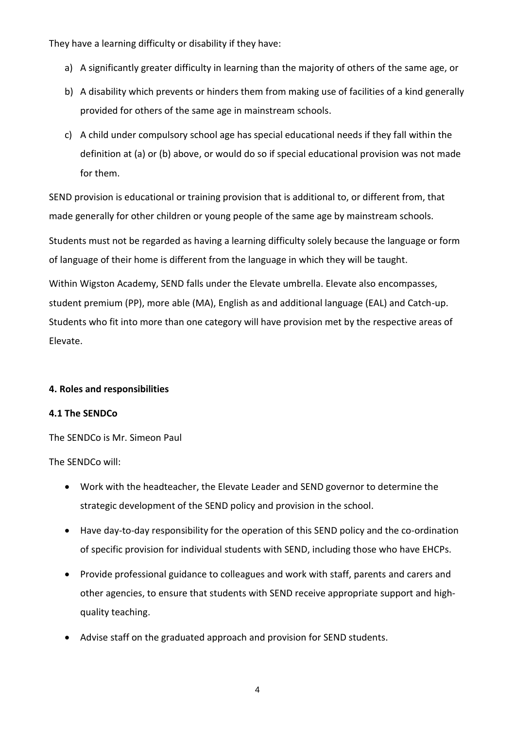They have a learning difficulty or disability if they have:

a) A significantly greater difficulty in learning than the majority of others of the same age, or

b) A disability which prevents or hinders them from making use of facilities of a kind generally provided for others of the same age in mainstream schools.

c) A child under compulsory school age has special educational needs if they fall within the definition at (a) or (b) above, or would do so if special educational provision was not made for them.

SEND provision is educational or training provision that is additional to, or different from, that made generally for other children or young people of the same age by mainstream schools.

Students must not be regarded as having a learning difficulty solely because the language or form of language of their home is different from the language in which they will be taught.

Within Wigston Academy, SEND falls under the Elevate umbrella. Elevate also encompasses, student premium (PP), more able (MA), English as and additional language (EAL) and Catch-up. Students who fit into more than one category will have provision met by the respective areas of Elevate.

**4. Roles and responsibilities**

**4.1 The SENDCo**

The SENDCo is Mr. Simeon Paul

The SENDCo will:

- Work with the headteacher, the Elevate Leader and SEND governor to determine the strategic development of the SEND policy and provision in the school.
- Have day-to-day responsibility for the operation of this SEND policy and the co-ordination of specific provision for individual students with SEND, including those who have EHCPs.
- Provide professional guidance to colleagues and work with staff, parents and carers and other agencies, to ensure that students with SEND receive appropriate support and high-quality teaching.
- Advise staff on the graduated approach and provision for SEND students.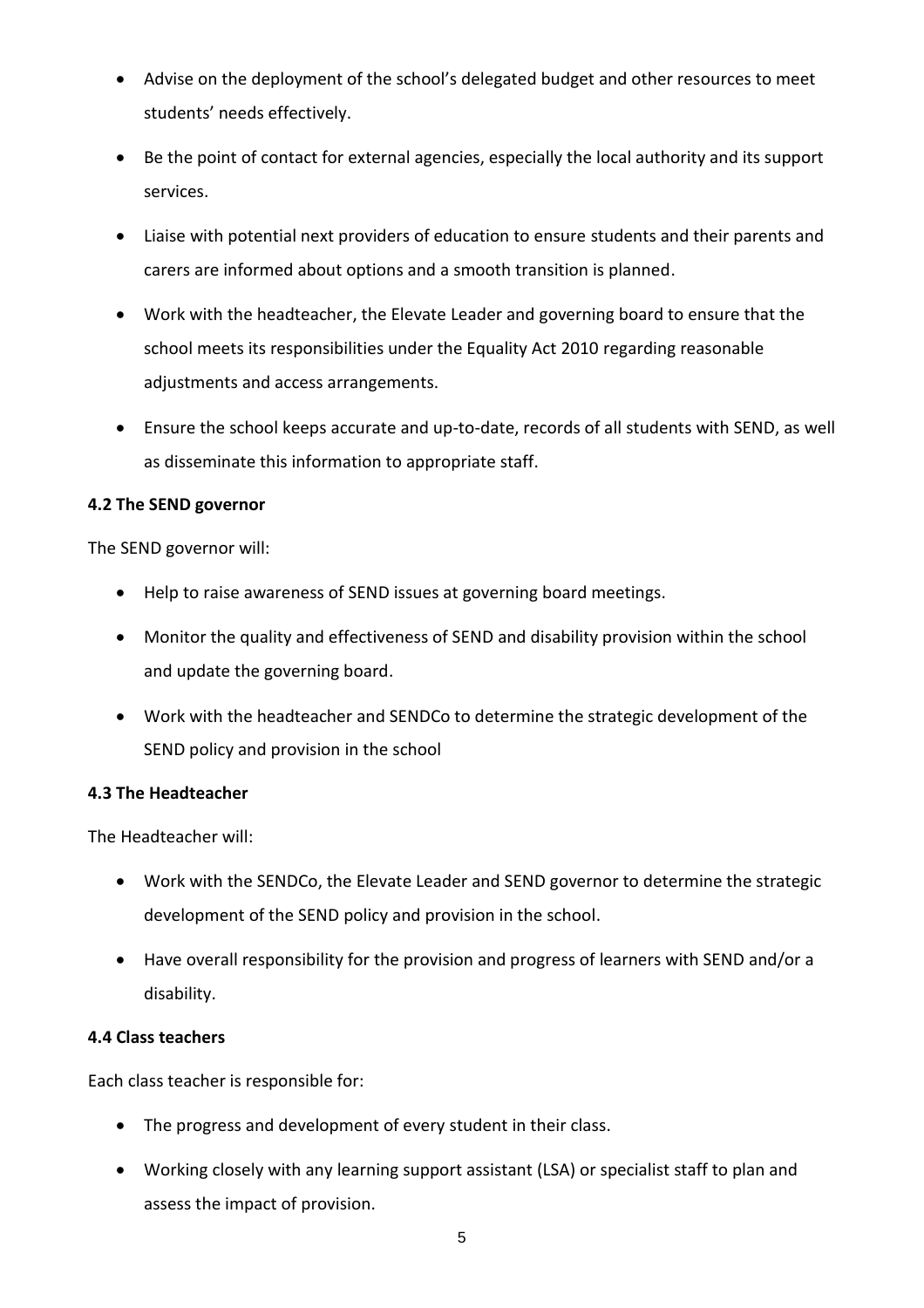- Advise on the deployment of the school's delegated budget and other resources to meet students' needs effectively.
- Be the point of contact for external agencies, especially the local authority and its support services.
- Liaise with potential next providers of education to ensure students and their parents and carers are informed about options and a smooth transition is planned.
- Work with the headteacher, the Elevate Leader and governing board to ensure that the school meets its responsibilities under the Equality Act 2010 regarding reasonable adjustments and access arrangements.
- Ensure the school keeps accurate and up-to-date, records of all students with SEND, as well as disseminate this information to appropriate staff.

### 4.2 The SEND governor

The SEND governor will:

- Help to raise awareness of SEND issues at governing board meetings.
- Monitor the quality and effectiveness of SEND and disability provision within the school and update the governing board.
- Work with the headteacher and SENDCo to determine the strategic development of the SEND policy and provision in the school

### 4.3 The Headteacher

The Headteacher will:

- Work with the SENDCo, the Elevate Leader and SEND governor to determine the strategic development of the SEND policy and provision in the school.
- Have overall responsibility for the provision and progress of learners with SEND and/or a disability.

### 4.4 Class teachers

Each class teacher is responsible for:

- The progress and development of every student in their class.
- Working closely with any learning support assistant (LSA) or specialist staff to plan and assess the impact of provision.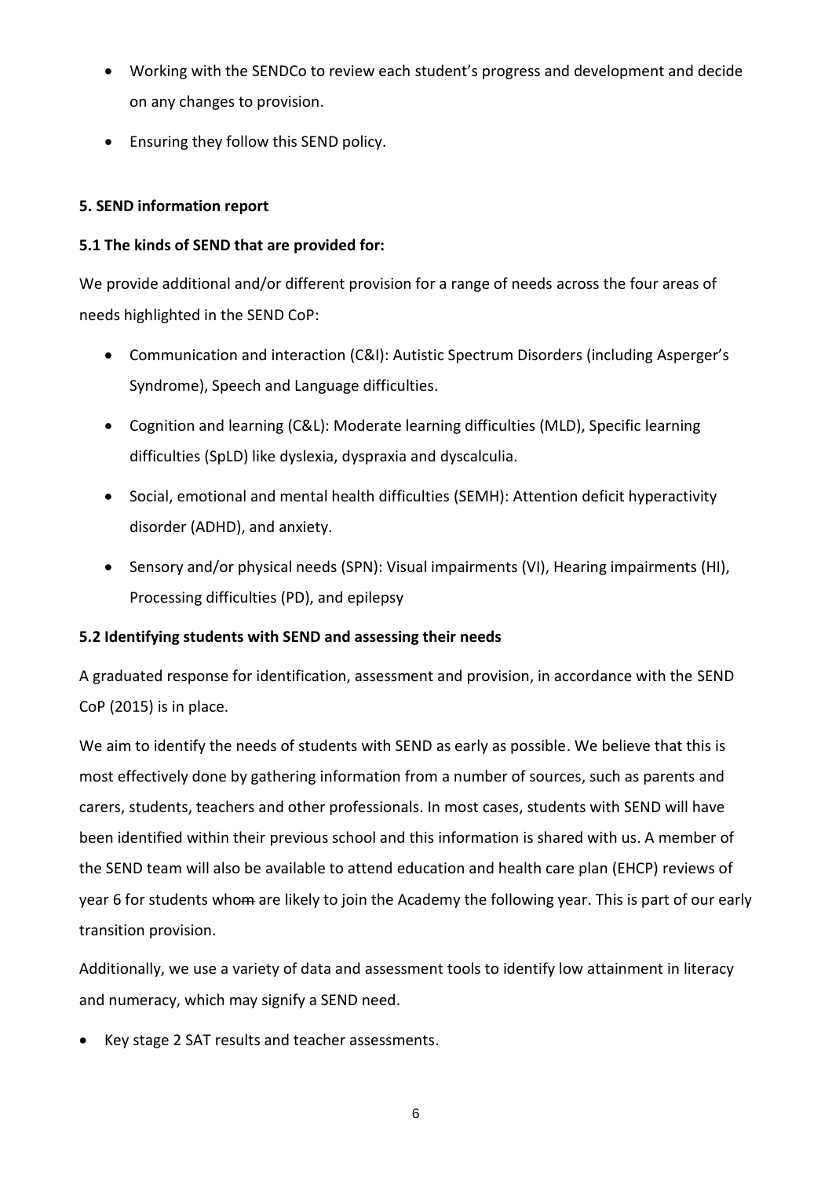- Working with the SENDCo to review each student's progress and development and decide on any changes to provision.
- Ensuring they follow this SEND policy.

**5. SEND information report**

**5.1 The kinds of SEND that are provided for:**

We provide additional and/or different provision for a range of needs across the four areas of needs highlighted in the SEND CoP:

- Communication and interaction (C&I): Autistic Spectrum Disorders (including Asperger's Syndrome), Speech and Language difficulties.
- Cognition and learning (C&L): Moderate learning difficulties (MLD), Specific learning difficulties (SpLD) like dyslexia, dyspraxia and dyscalculia.
- Social, emotional and mental health difficulties (SEMH): Attention deficit hyperactivity disorder (ADHD), and anxiety.
- Sensory and/or physical needs (SPN): Visual impairments (VI), Hearing impairments (HI), Processing difficulties (PD), and epilepsy

**5.2 Identifying students with SEND and assessing their needs**

A graduated response for identification, assessment and provision, in accordance with the SEND CoP (2015) is in place.

We aim to identify the needs of students with SEND as early as possible. We believe that this is most effectively done by gathering information from a number of sources, such as parents and carers, students, teachers and other professionals. In most cases, students with SEND will have been identified within their previous school and this information is shared with us. A member of the SEND team will also be available to attend education and health care plan (EHCP) reviews of year 6 for students who~~m~~ are likely to join the Academy the following year. This is part of our early transition provision.

Additionally, we use a variety of data and assessment tools to identify low attainment in literacy and numeracy, which may signify a SEND need.

- Key stage 2 SAT results and teacher assessments.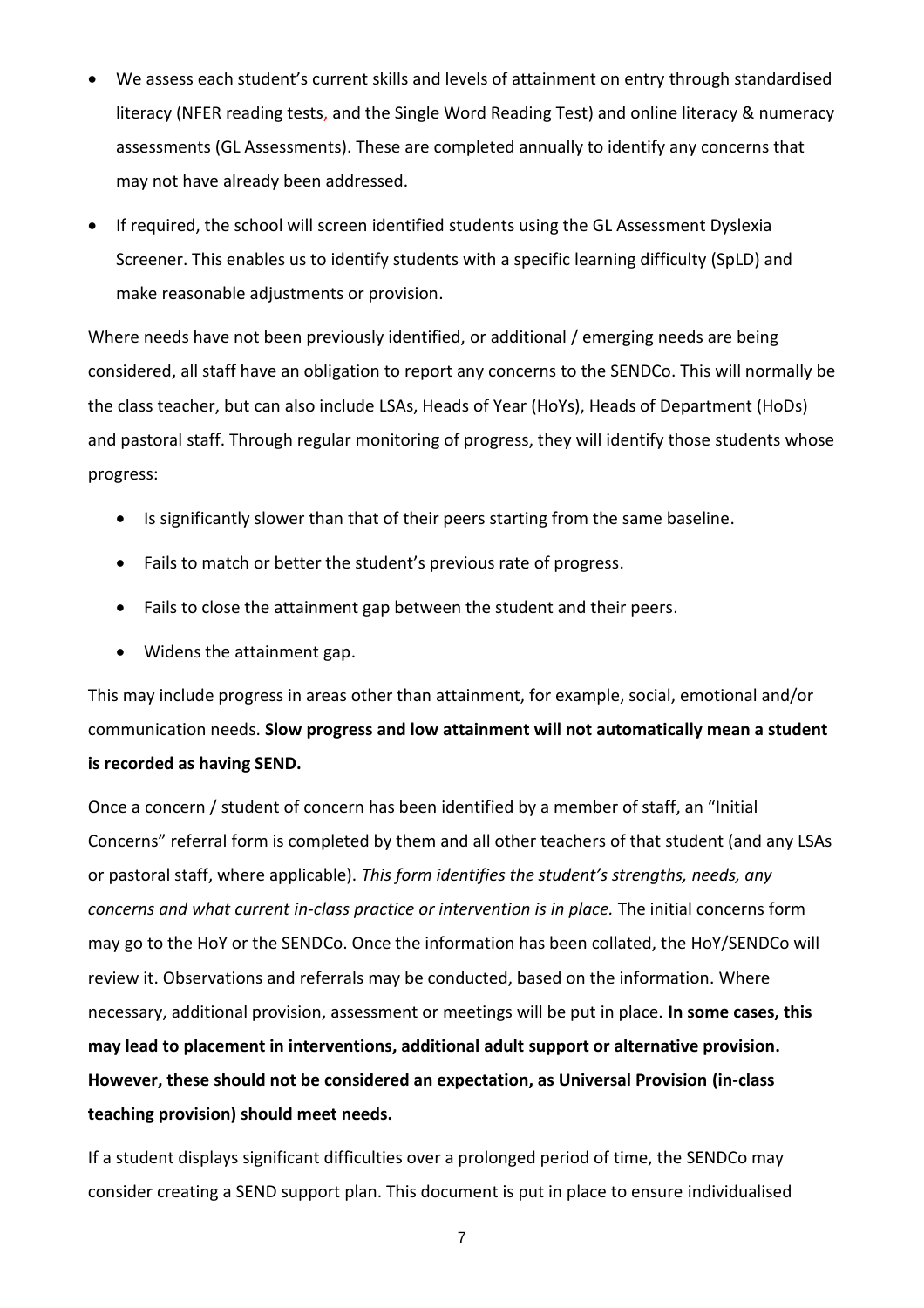- We assess each student's current skills and levels of attainment on entry through standardised literacy (NFER reading tests, and the Single Word Reading Test) and online literacy & numeracy assessments (GL Assessments). These are completed annually to identify any concerns that may not have already been addressed.
- If required, the school will screen identified students using the GL Assessment Dyslexia Screener. This enables us to identify students with a specific learning difficulty (SpLD) and make reasonable adjustments or provision.

Where needs have not been previously identified, or additional / emerging needs are being considered, all staff have an obligation to report any concerns to the SENDCo. This will normally be the class teacher, but can also include LSAs, Heads of Year (HoYs), Heads of Department (HoDs) and pastoral staff. Through regular monitoring of progress, they will identify those students whose progress:

- Is significantly slower than that of their peers starting from the same baseline.
- Fails to match or better the student's previous rate of progress.
- Fails to close the attainment gap between the student and their peers.
- Widens the attainment gap.

This may include progress in areas other than attainment, for example, social, emotional and/or communication needs. **Slow progress and low attainment will not automatically mean a student is recorded as having SEND.**

Once a concern / student of concern has been identified by a member of staff, an "Initial Concerns" referral form is completed by them and all other teachers of that student (and any LSAs or pastoral staff, where applicable). *This form identifies the student's strengths, needs, any concerns and what current in-class practice or intervention is in place.* The initial concerns form may go to the HoY or the SENDCo. Once the information has been collated, the HoY/SENDCo will review it. Observations and referrals may be conducted, based on the information. Where necessary, additional provision, assessment or meetings will be put in place. **In some cases, this may lead to placement in interventions, additional adult support or alternative provision. However, these should not be considered an expectation, as Universal Provision (in-class teaching provision) should meet needs.**

If a student displays significant difficulties over a prolonged period of time, the SENDCo may consider creating a SEND support plan. This document is put in place to ensure individualised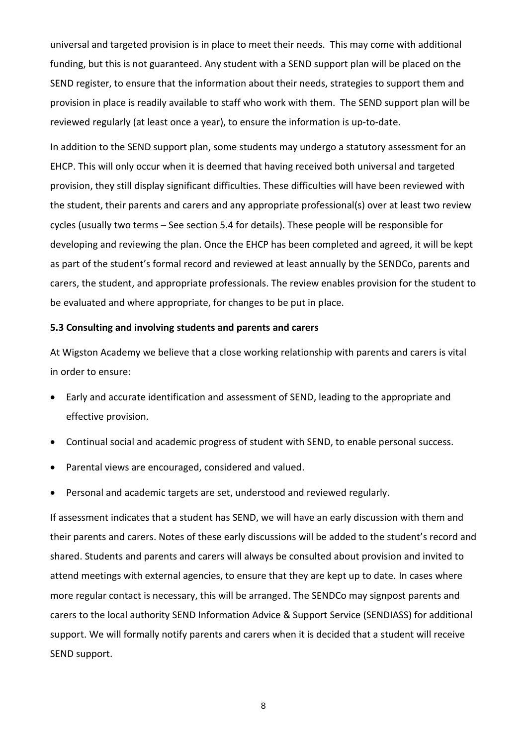universal and targeted provision is in place to meet their needs. This may come with additional funding, but this is not guaranteed. Any student with a SEND support plan will be placed on the SEND register, to ensure that the information about their needs, strategies to support them and provision in place is readily available to staff who work with them. The SEND support plan will be reviewed regularly (at least once a year), to ensure the information is up-to-date.

In addition to the SEND support plan, some students may undergo a statutory assessment for an EHCP. This will only occur when it is deemed that having received both universal and targeted provision, they still display significant difficulties. These difficulties will have been reviewed with the student, their parents and carers and any appropriate professional(s) over at least two review cycles (usually two terms – See section 5.4 for details). These people will be responsible for developing and reviewing the plan. Once the EHCP has been completed and agreed, it will be kept as part of the student's formal record and reviewed at least annually by the SENDCo, parents and carers, the student, and appropriate professionals. The review enables provision for the student to be evaluated and where appropriate, for changes to be put in place.

**5.3 Consulting and involving students and parents and carers**

At Wigston Academy we believe that a close working relationship with parents and carers is vital in order to ensure:

- Early and accurate identification and assessment of SEND, leading to the appropriate and effective provision.
- Continual social and academic progress of student with SEND, to enable personal success.
- Parental views are encouraged, considered and valued.
- Personal and academic targets are set, understood and reviewed regularly.

If assessment indicates that a student has SEND, we will have an early discussion with them and their parents and carers. Notes of these early discussions will be added to the student's record and shared. Students and parents and carers will always be consulted about provision and invited to attend meetings with external agencies, to ensure that they are kept up to date. In cases where more regular contact is necessary, this will be arranged. The SENDCo may signpost parents and carers to the local authority SEND Information Advice & Support Service (SENDIASS) for additional support. We will formally notify parents and carers when it is decided that a student will receive SEND support.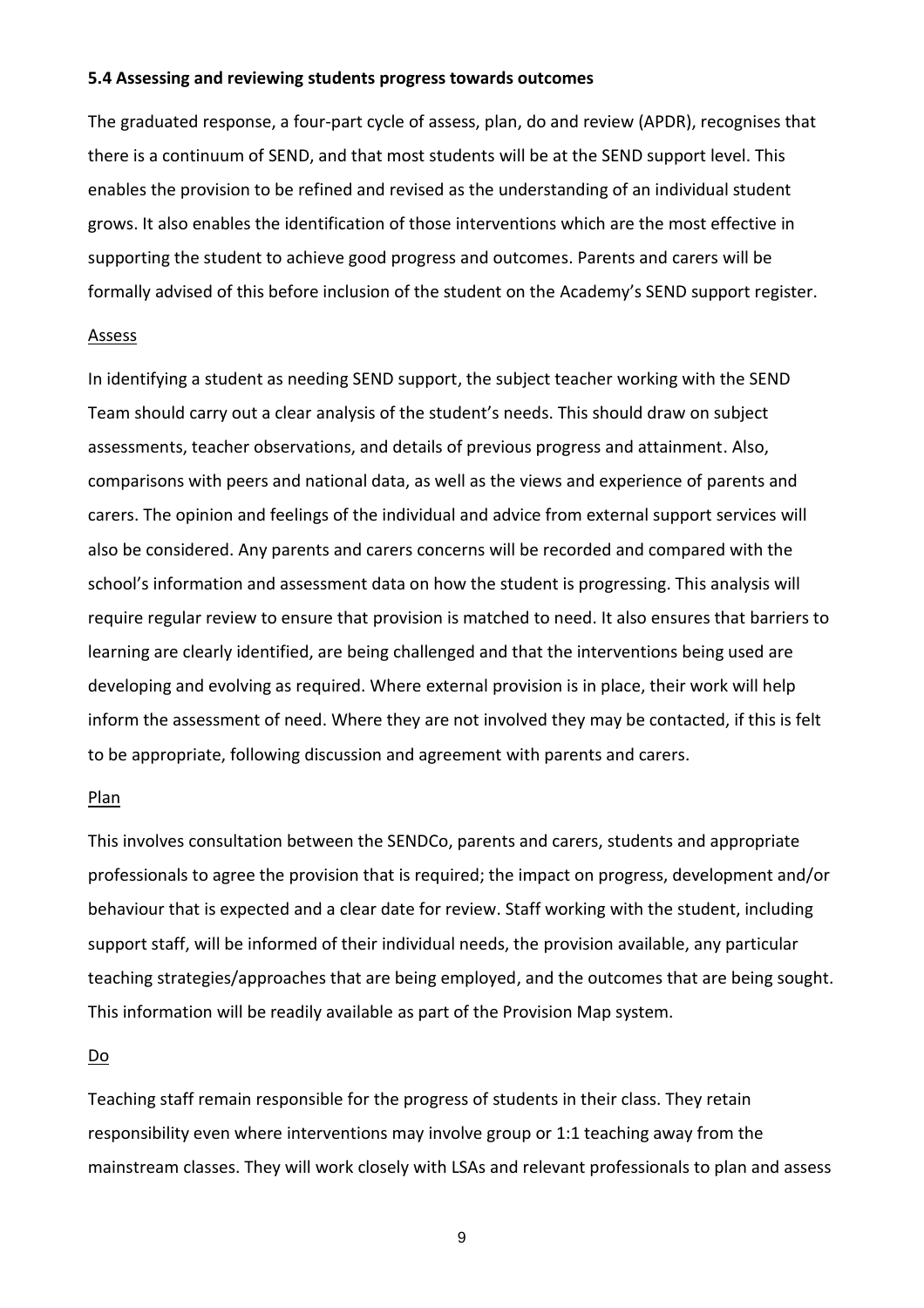**5.4 Assessing and reviewing students progress towards outcomes**

The graduated response, a four-part cycle of assess, plan, do and review (APDR), recognises that there is a continuum of SEND, and that most students will be at the SEND support level. This enables the provision to be refined and revised as the understanding of an individual student grows. It also enables the identification of those interventions which are the most effective in supporting the student to achieve good progress and outcomes. Parents and carers will be formally advised of this before inclusion of the student on the Academy's SEND support register.

<u>Assess</u>

In identifying a student as needing SEND support, the subject teacher working with the SEND Team should carry out a clear analysis of the student's needs. This should draw on subject assessments, teacher observations, and details of previous progress and attainment. Also, comparisons with peers and national data, as well as the views and experience of parents and carers. The opinion and feelings of the individual and advice from external support services will also be considered. Any parents and carers concerns will be recorded and compared with the school's information and assessment data on how the student is progressing. This analysis will require regular review to ensure that provision is matched to need. It also ensures that barriers to learning are clearly identified, are being challenged and that the interventions being used are developing and evolving as required. Where external provision is in place, their work will help inform the assessment of need. Where they are not involved they may be contacted, if this is felt to be appropriate, following discussion and agreement with parents and carers.

<u>Plan</u>

This involves consultation between the SENDCo, parents and carers, students and appropriate professionals to agree the provision that is required; the impact on progress, development and/or behaviour that is expected and a clear date for review. Staff working with the student, including support staff, will be informed of their individual needs, the provision available, any particular teaching strategies/approaches that are being employed, and the outcomes that are being sought. This information will be readily available as part of the Provision Map system.

<u>Do</u>

Teaching staff remain responsible for the progress of students in their class. They retain responsibility even where interventions may involve group or 1:1 teaching away from the mainstream classes. They will work closely with LSAs and relevant professionals to plan and assess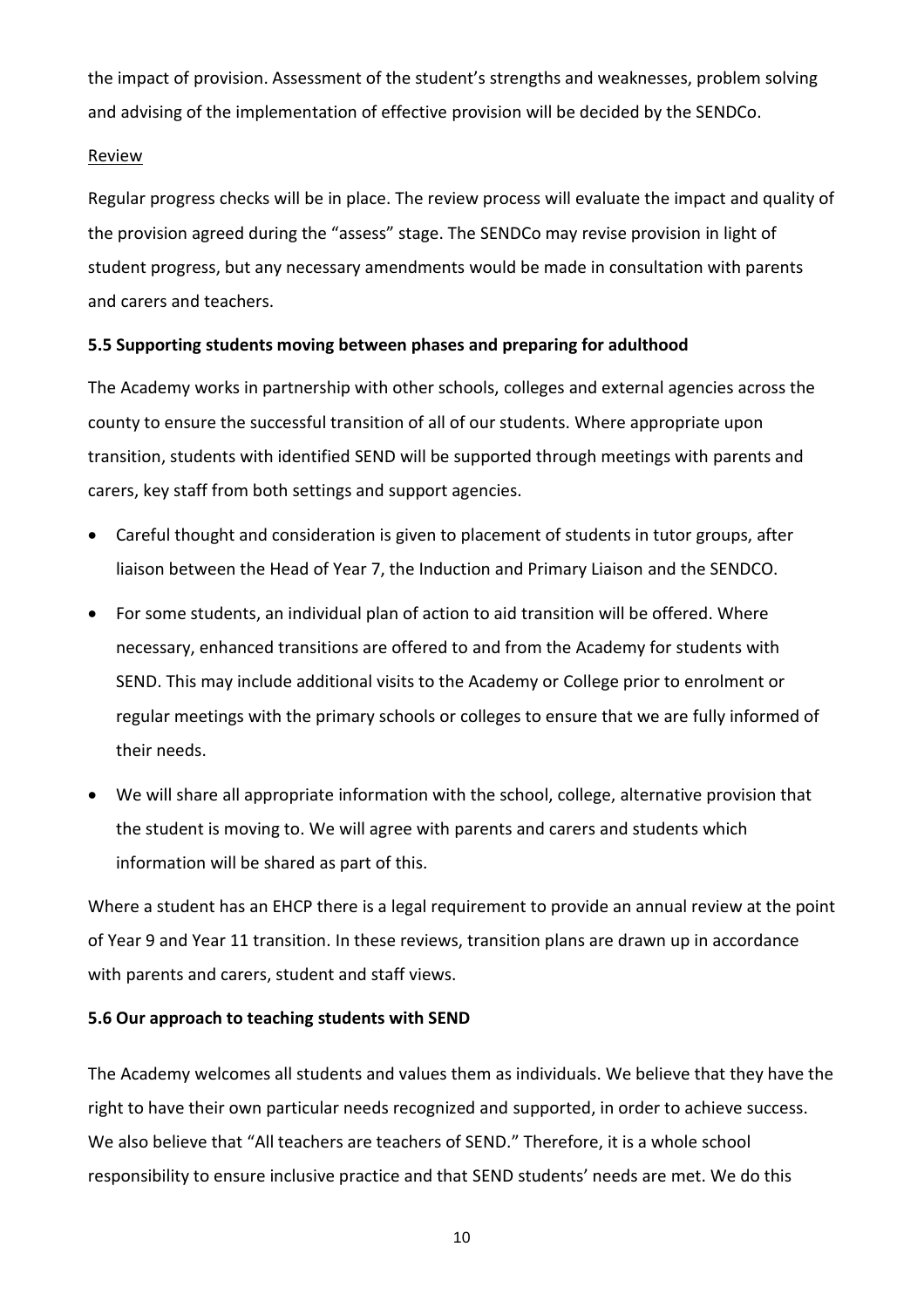the impact of provision. Assessment of the student's strengths and weaknesses, problem solving and advising of the implementation of effective provision will be decided by the SENDCo.

Review

Regular progress checks will be in place. The review process will evaluate the impact and quality of the provision agreed during the "assess" stage. The SENDCo may revise provision in light of student progress, but any necessary amendments would be made in consultation with parents and carers and teachers.

**5.5 Supporting students moving between phases and preparing for adulthood**

The Academy works in partnership with other schools, colleges and external agencies across the county to ensure the successful transition of all of our students. Where appropriate upon transition, students with identified SEND will be supported through meetings with parents and carers, key staff from both settings and support agencies.

- Careful thought and consideration is given to placement of students in tutor groups, after liaison between the Head of Year 7, the Induction and Primary Liaison and the SENDCO.
- For some students, an individual plan of action to aid transition will be offered. Where necessary, enhanced transitions are offered to and from the Academy for students with SEND. This may include additional visits to the Academy or College prior to enrolment or regular meetings with the primary schools or colleges to ensure that we are fully informed of their needs.
- We will share all appropriate information with the school, college, alternative provision that the student is moving to. We will agree with parents and carers and students which information will be shared as part of this.

Where a student has an EHCP there is a legal requirement to provide an annual review at the point of Year 9 and Year 11 transition. In these reviews, transition plans are drawn up in accordance with parents and carers, student and staff views.

**5.6 Our approach to teaching students with SEND**

The Academy welcomes all students and values them as individuals. We believe that they have the right to have their own particular needs recognized and supported, in order to achieve success. We also believe that "All teachers are teachers of SEND." Therefore, it is a whole school responsibility to ensure inclusive practice and that SEND students' needs are met. We do this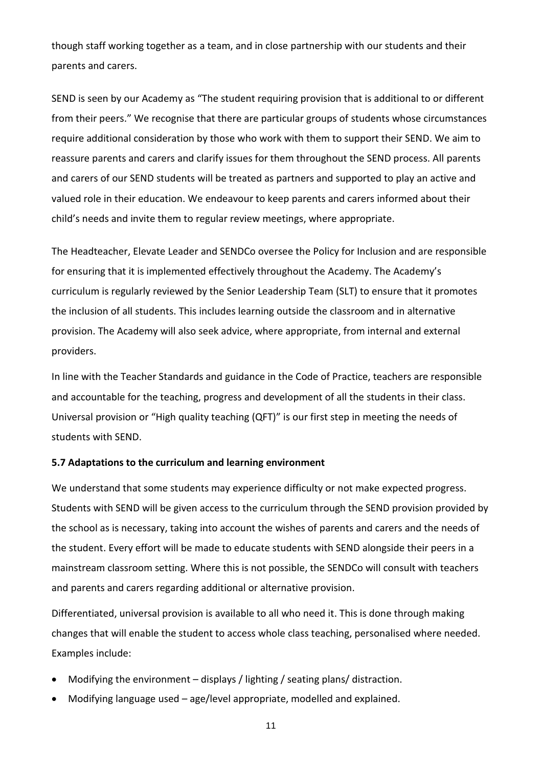though staff working together as a team, and in close partnership with our students and their parents and carers.

SEND is seen by our Academy as "The student requiring provision that is additional to or different from their peers." We recognise that there are particular groups of students whose circumstances require additional consideration by those who work with them to support their SEND. We aim to reassure parents and carers and clarify issues for them throughout the SEND process. All parents and carers of our SEND students will be treated as partners and supported to play an active and valued role in their education. We endeavour to keep parents and carers informed about their child's needs and invite them to regular review meetings, where appropriate.

The Headteacher, Elevate Leader and SENDCo oversee the Policy for Inclusion and are responsible for ensuring that it is implemented effectively throughout the Academy. The Academy's curriculum is regularly reviewed by the Senior Leadership Team (SLT) to ensure that it promotes the inclusion of all students. This includes learning outside the classroom and in alternative provision. The Academy will also seek advice, where appropriate, from internal and external providers.

In line with the Teacher Standards and guidance in the Code of Practice, teachers are responsible and accountable for the teaching, progress and development of all the students in their class. Universal provision or "High quality teaching (QFT)" is our first step in meeting the needs of students with SEND.

**5.7 Adaptations to the curriculum and learning environment**

We understand that some students may experience difficulty or not make expected progress. Students with SEND will be given access to the curriculum through the SEND provision provided by the school as is necessary, taking into account the wishes of parents and carers and the needs of the student. Every effort will be made to educate students with SEND alongside their peers in a mainstream classroom setting. Where this is not possible, the SENDCo will consult with teachers and parents and carers regarding additional or alternative provision.

Differentiated, universal provision is available to all who need it. This is done through making changes that will enable the student to access whole class teaching, personalised where needed. Examples include:

- Modifying the environment – displays / lighting / seating plans/ distraction.
- Modifying language used – age/level appropriate, modelled and explained.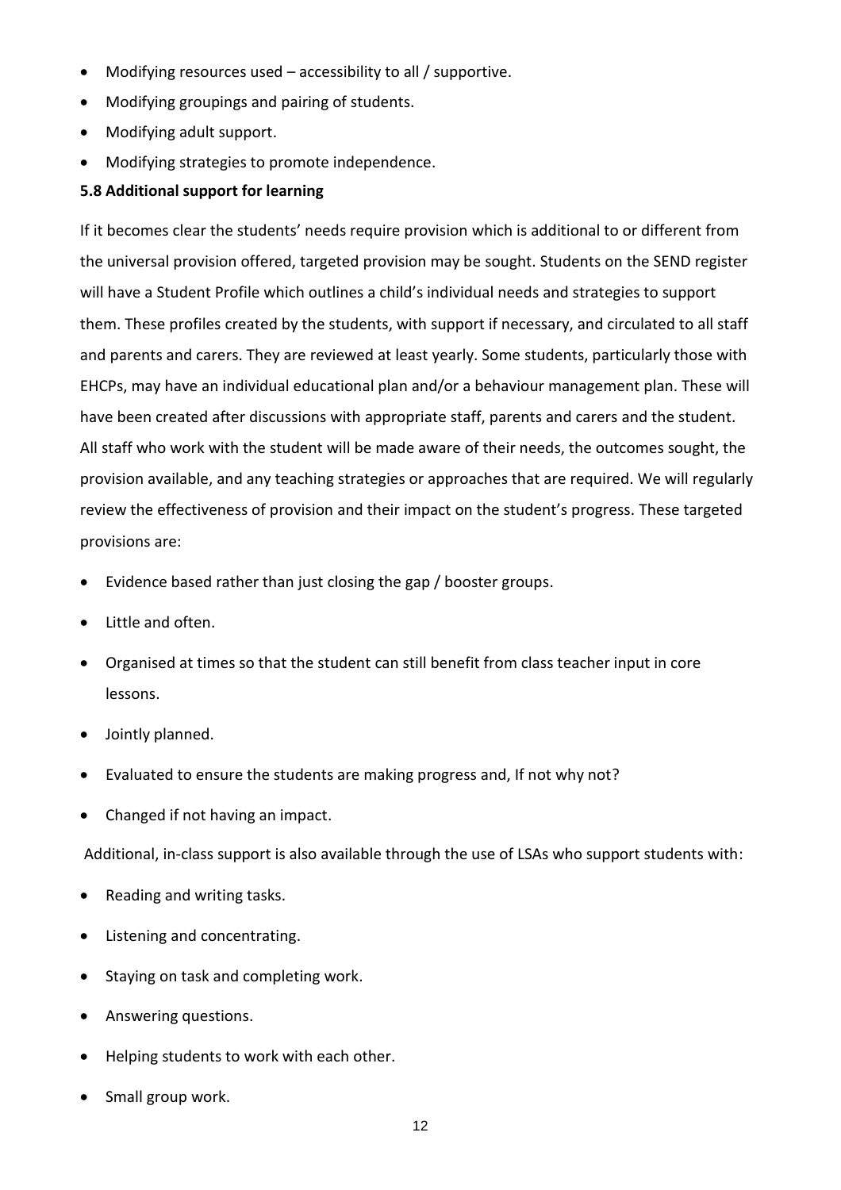- Modifying resources used – accessibility to all / supportive.
- Modifying groupings and pairing of students.
- Modifying adult support.
- Modifying strategies to promote independence.

**5.8 Additional support for learning**

If it becomes clear the students' needs require provision which is additional to or different from the universal provision offered, targeted provision may be sought. Students on the SEND register will have a Student Profile which outlines a child's individual needs and strategies to support them. These profiles created by the students, with support if necessary, and circulated to all staff and parents and carers. They are reviewed at least yearly. Some students, particularly those with EHCPs, may have an individual educational plan and/or a behaviour management plan. These will have been created after discussions with appropriate staff, parents and carers and the student. All staff who work with the student will be made aware of their needs, the outcomes sought, the provision available, and any teaching strategies or approaches that are required. We will regularly review the effectiveness of provision and their impact on the student's progress. These targeted provisions are:

- Evidence based rather than just closing the gap / booster groups.
- Little and often.
- Organised at times so that the student can still benefit from class teacher input in core lessons.
- Jointly planned.
- Evaluated to ensure the students are making progress and, If not why not?
- Changed if not having an impact.

Additional, in-class support is also available through the use of LSAs who support students with:

- Reading and writing tasks.
- Listening and concentrating.
- Staying on task and completing work.
- Answering questions.
- Helping students to work with each other.
- Small group work.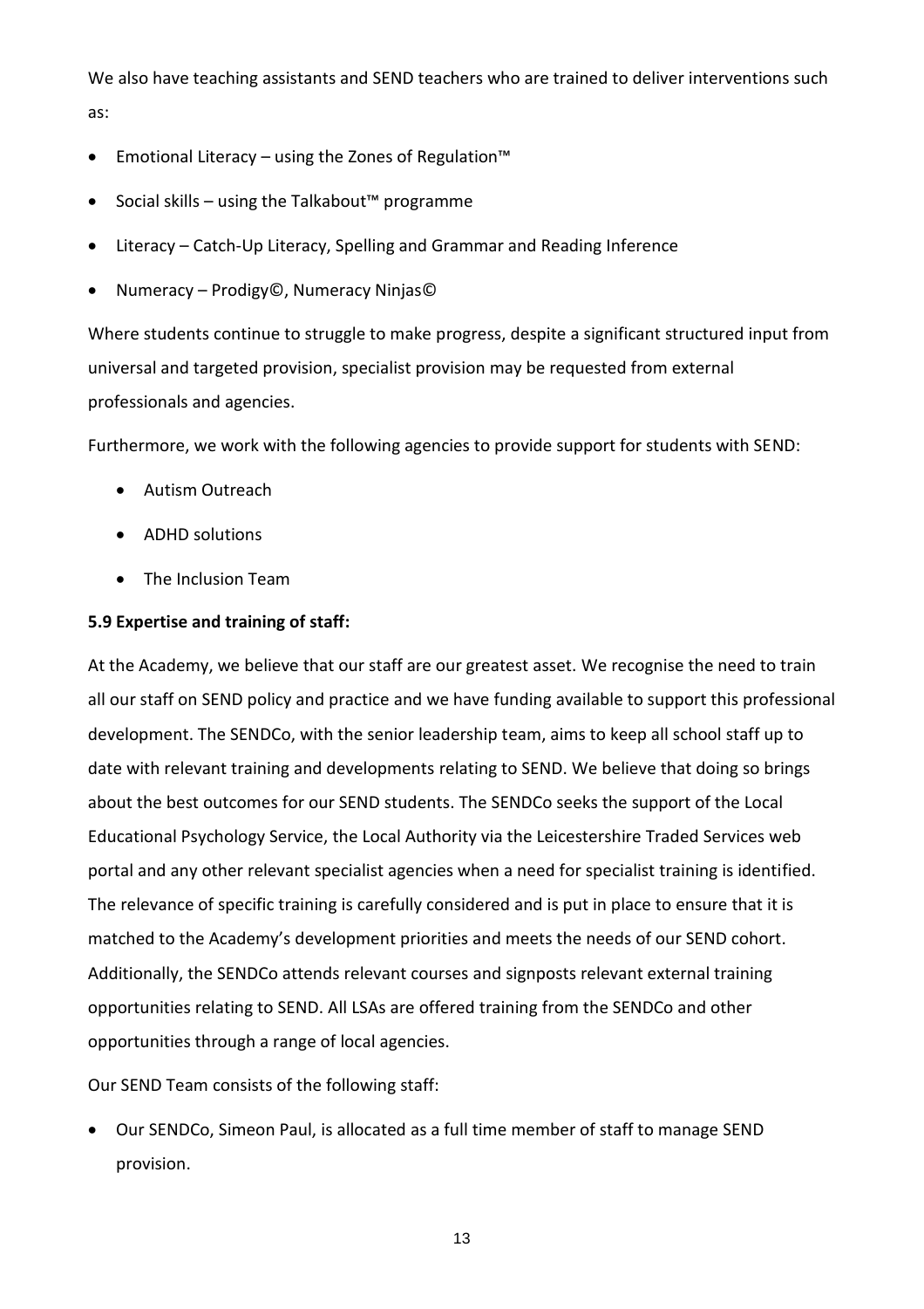We also have teaching assistants and SEND teachers who are trained to deliver interventions such as:

- Emotional Literacy – using the Zones of Regulation™
- Social skills – using the Talkabout™ programme
- Literacy – Catch-Up Literacy, Spelling and Grammar and Reading Inference
- Numeracy – Prodigy©, Numeracy Ninjas©

Where students continue to struggle to make progress, despite a significant structured input from universal and targeted provision, specialist provision may be requested from external professionals and agencies.

Furthermore, we work with the following agencies to provide support for students with SEND:

- Autism Outreach
- ADHD solutions
- The Inclusion Team

**5.9 Expertise and training of staff:**

At the Academy, we believe that our staff are our greatest asset. We recognise the need to train all our staff on SEND policy and practice and we have funding available to support this professional development. The SENDCo, with the senior leadership team, aims to keep all school staff up to date with relevant training and developments relating to SEND. We believe that doing so brings about the best outcomes for our SEND students. The SENDCo seeks the support of the Local Educational Psychology Service, the Local Authority via the Leicestershire Traded Services web portal and any other relevant specialist agencies when a need for specialist training is identified. The relevance of specific training is carefully considered and is put in place to ensure that it is matched to the Academy's development priorities and meets the needs of our SEND cohort. Additionally, the SENDCo attends relevant courses and signposts relevant external training opportunities relating to SEND. All LSAs are offered training from the SENDCo and other opportunities through a range of local agencies.

Our SEND Team consists of the following staff:

- Our SENDCo, Simeon Paul, is allocated as a full time member of staff to manage SEND provision.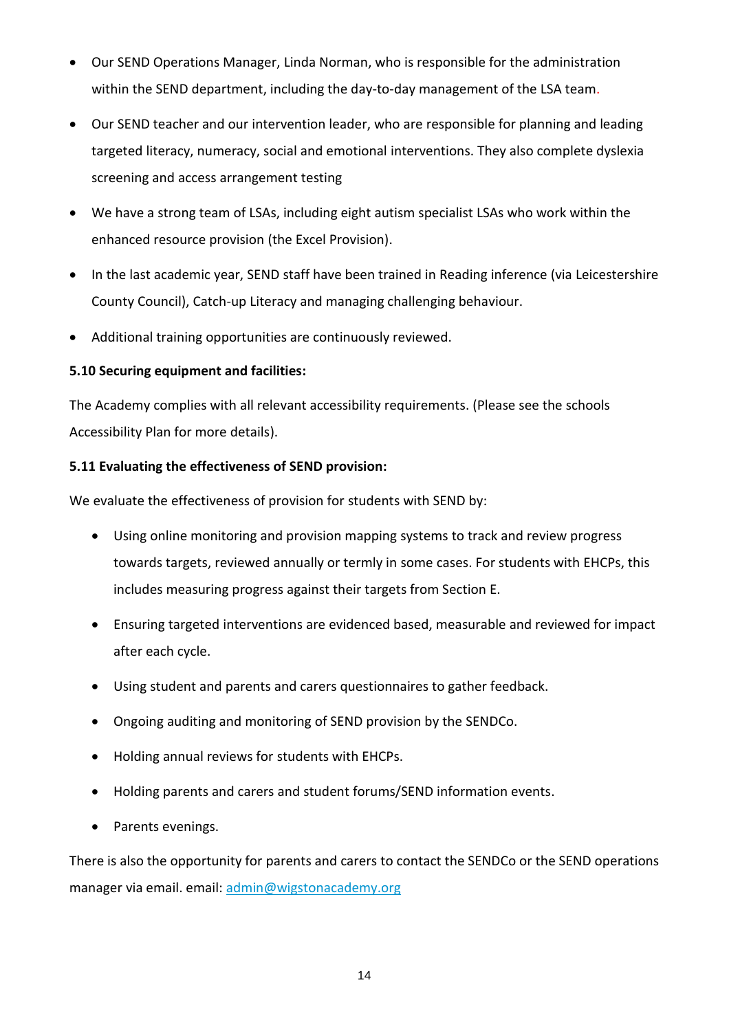- Our SEND Operations Manager, Linda Norman, who is responsible for the administration within the SEND department, including the day-to-day management of the LSA team.
- Our SEND teacher and our intervention leader, who are responsible for planning and leading targeted literacy, numeracy, social and emotional interventions. They also complete dyslexia screening and access arrangement testing
- We have a strong team of LSAs, including eight autism specialist LSAs who work within the enhanced resource provision (the Excel Provision).
- In the last academic year, SEND staff have been trained in Reading inference (via Leicestershire County Council), Catch-up Literacy and managing challenging behaviour.
- Additional training opportunities are continuously reviewed.

**5.10 Securing equipment and facilities:**

The Academy complies with all relevant accessibility requirements. (Please see the schools Accessibility Plan for more details).

**5.11 Evaluating the effectiveness of SEND provision:**

We evaluate the effectiveness of provision for students with SEND by:

- Using online monitoring and provision mapping systems to track and review progress towards targets, reviewed annually or termly in some cases. For students with EHCPs, this includes measuring progress against their targets from Section E.
- Ensuring targeted interventions are evidenced based, measurable and reviewed for impact after each cycle.
- Using student and parents and carers questionnaires to gather feedback.
- Ongoing auditing and monitoring of SEND provision by the SENDCo.
- Holding annual reviews for students with EHCPs.
- Holding parents and carers and student forums/SEND information events.
- Parents evenings.

There is also the opportunity for parents and carers to contact the SENDCo or the SEND operations manager via email. email: admin@wigstonacademy.org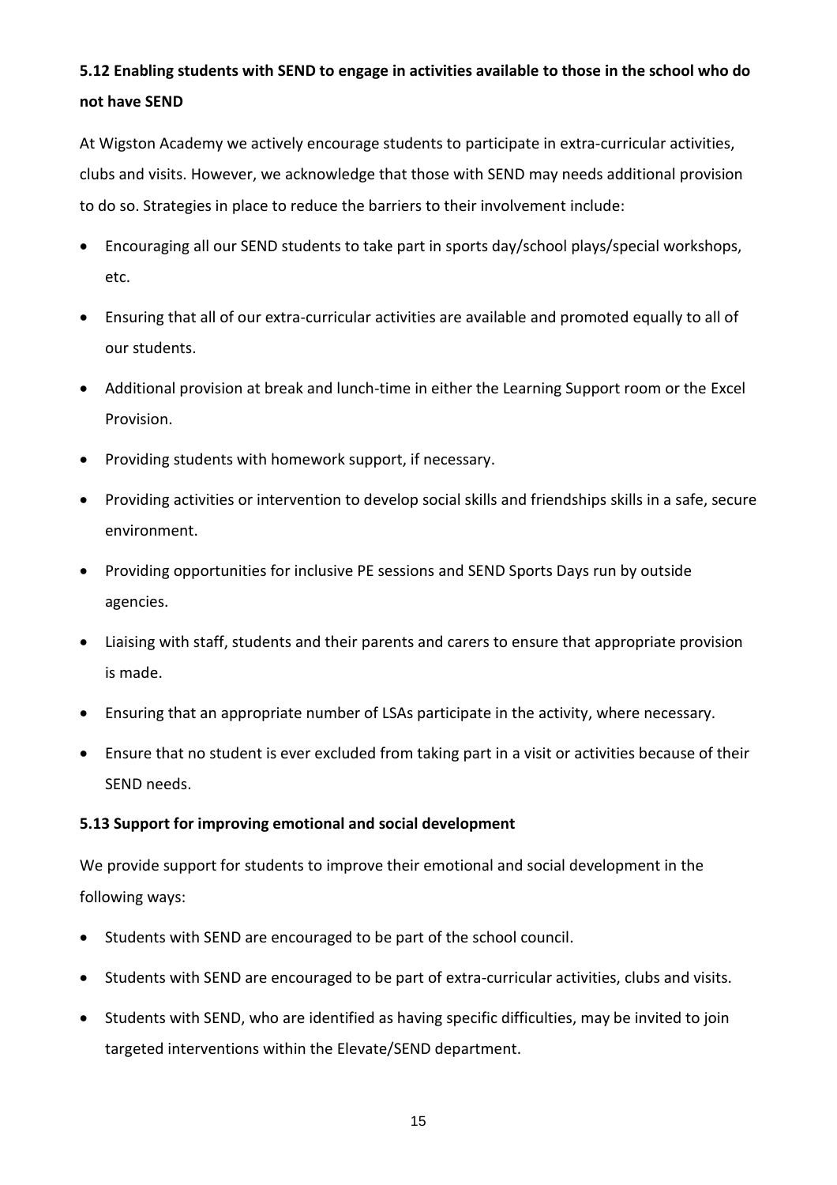### 5.12 Enabling students with SEND to engage in activities available to those in the school who do not have SEND

At Wigston Academy we actively encourage students to participate in extra-curricular activities, clubs and visits. However, we acknowledge that those with SEND may needs additional provision to do so. Strategies in place to reduce the barriers to their involvement include:

- Encouraging all our SEND students to take part in sports day/school plays/special workshops, etc.
- Ensuring that all of our extra-curricular activities are available and promoted equally to all of our students.
- Additional provision at break and lunch-time in either the Learning Support room or the Excel Provision.
- Providing students with homework support, if necessary.
- Providing activities or intervention to develop social skills and friendships skills in a safe, secure environment.
- Providing opportunities for inclusive PE sessions and SEND Sports Days run by outside agencies.
- Liaising with staff, students and their parents and carers to ensure that appropriate provision is made.
- Ensuring that an appropriate number of LSAs participate in the activity, where necessary.
- Ensure that no student is ever excluded from taking part in a visit or activities because of their SEND needs.

### 5.13 Support for improving emotional and social development

We provide support for students to improve their emotional and social development in the following ways:

- Students with SEND are encouraged to be part of the school council.
- Students with SEND are encouraged to be part of extra-curricular activities, clubs and visits.
- Students with SEND, who are identified as having specific difficulties, may be invited to join targeted interventions within the Elevate/SEND department.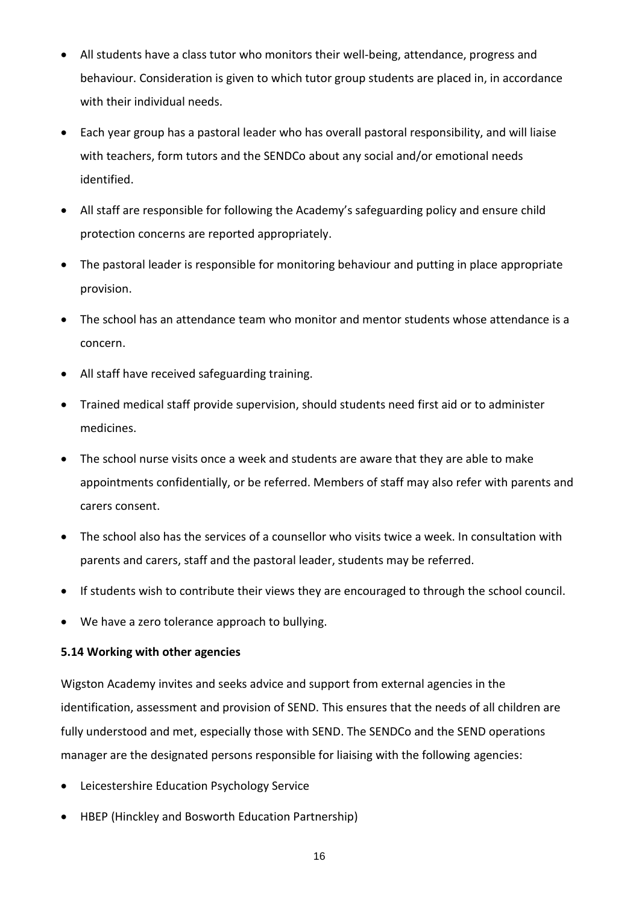- All students have a class tutor who monitors their well-being, attendance, progress and behaviour. Consideration is given to which tutor group students are placed in, in accordance with their individual needs.
- Each year group has a pastoral leader who has overall pastoral responsibility, and will liaise with teachers, form tutors and the SENDCo about any social and/or emotional needs identified.
- All staff are responsible for following the Academy's safeguarding policy and ensure child protection concerns are reported appropriately.
- The pastoral leader is responsible for monitoring behaviour and putting in place appropriate provision.
- The school has an attendance team who monitor and mentor students whose attendance is a concern.
- All staff have received safeguarding training.
- Trained medical staff provide supervision, should students need first aid or to administer medicines.
- The school nurse visits once a week and students are aware that they are able to make appointments confidentially, or be referred. Members of staff may also refer with parents and carers consent.
- The school also has the services of a counsellor who visits twice a week. In consultation with parents and carers, staff and the pastoral leader, students may be referred.
- If students wish to contribute their views they are encouraged to through the school council.
- We have a zero tolerance approach to bullying.

**5.14 Working with other agencies**

Wigston Academy invites and seeks advice and support from external agencies in the identification, assessment and provision of SEND. This ensures that the needs of all children are fully understood and met, especially those with SEND. The SENDCo and the SEND operations manager are the designated persons responsible for liaising with the following agencies:

- Leicestershire Education Psychology Service
- HBEP (Hinckley and Bosworth Education Partnership)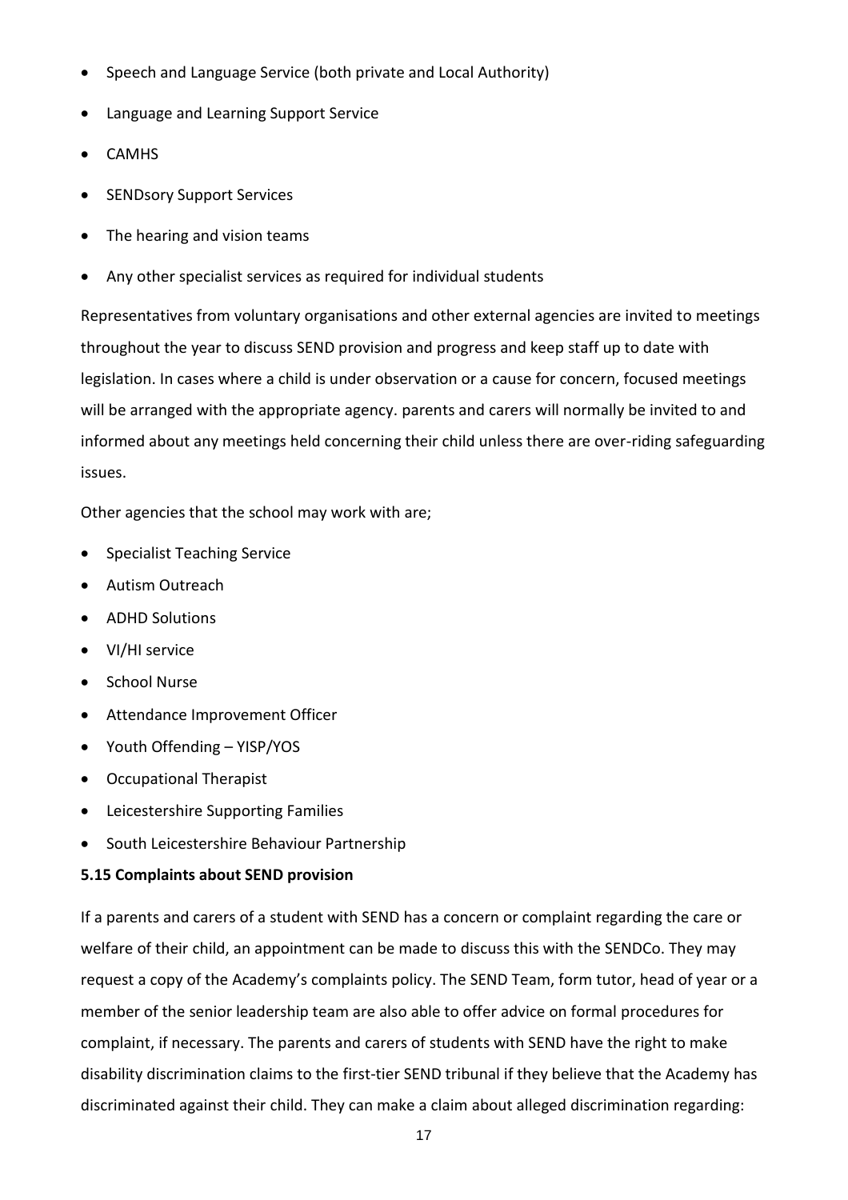- Speech and Language Service (both private and Local Authority)
- Language and Learning Support Service
- CAMHS
- SENDsory Support Services
- The hearing and vision teams
- Any other specialist services as required for individual students

Representatives from voluntary organisations and other external agencies are invited to meetings throughout the year to discuss SEND provision and progress and keep staff up to date with legislation. In cases where a child is under observation or a cause for concern, focused meetings will be arranged with the appropriate agency. parents and carers will normally be invited to and informed about any meetings held concerning their child unless there are over-riding safeguarding issues.

Other agencies that the school may work with are;

- Specialist Teaching Service
- Autism Outreach
- ADHD Solutions
- VI/HI service
- School Nurse
- Attendance Improvement Officer
- Youth Offending – YISP/YOS
- Occupational Therapist
- Leicestershire Supporting Families
- South Leicestershire Behaviour Partnership

**5.15 Complaints about SEND provision**

If a parents and carers of a student with SEND has a concern or complaint regarding the care or welfare of their child, an appointment can be made to discuss this with the SENDCo. They may request a copy of the Academy's complaints policy. The SEND Team, form tutor, head of year or a member of the senior leadership team are also able to offer advice on formal procedures for complaint, if necessary. The parents and carers of students with SEND have the right to make disability discrimination claims to the first-tier SEND tribunal if they believe that the Academy has discriminated against their child. They can make a claim about alleged discrimination regarding: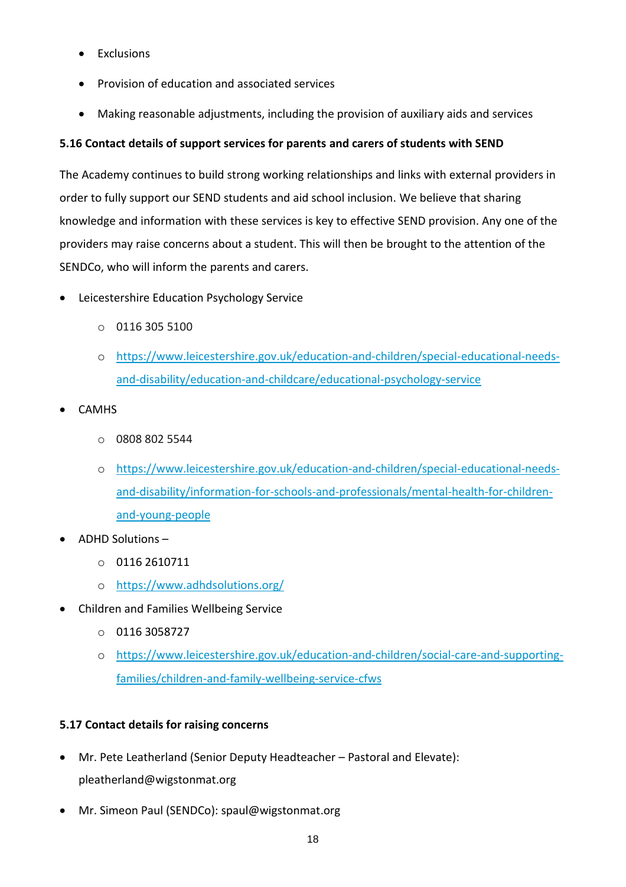- Exclusions
- Provision of education and associated services
- Making reasonable adjustments, including the provision of auxiliary aids and services

**5.16 Contact details of support services for parents and carers of students with SEND**

The Academy continues to build strong working relationships and links with external providers in order to fully support our SEND students and aid school inclusion. We believe that sharing knowledge and information with these services is key to effective SEND provision. Any one of the providers may raise concerns about a student. This will then be brought to the attention of the SENDCo, who will inform the parents and carers.

- Leicestershire Education Psychology Service
    - 0116 305 5100
    - https://www.leicestershire.gov.uk/education-and-children/special-educational-needs-and-disability/education-and-childcare/educational-psychology-service
- CAMHS
    - 0808 802 5544
    - https://www.leicestershire.gov.uk/education-and-children/special-educational-needs-and-disability/information-for-schools-and-professionals/mental-health-for-children-and-young-people
- ADHD Solutions –
    - 0116 2610711
    - https://www.adhdsolutions.org/
- Children and Families Wellbeing Service
    - 0116 3058727
    - https://www.leicestershire.gov.uk/education-and-children/social-care-and-supporting-families/children-and-family-wellbeing-service-cfws

**5.17 Contact details for raising concerns**

- Mr. Pete Leatherland (Senior Deputy Headteacher – Pastoral and Elevate): pleatherland@wigstonmat.org
- Mr. Simeon Paul (SENDCo): spaul@wigstonmat.org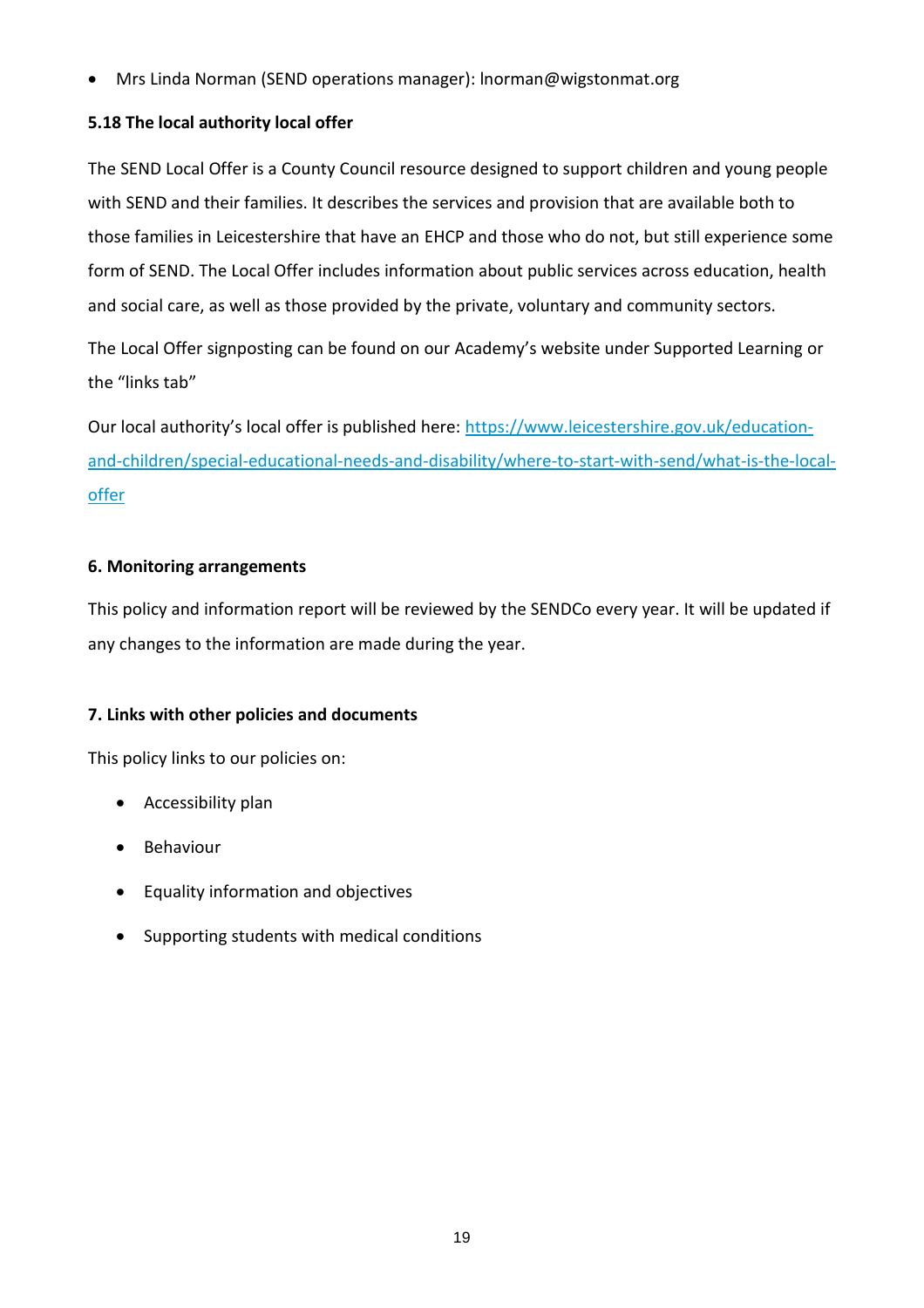- Mrs Linda Norman (SEND operations manager): lnorman@wigstonmat.org

### 5.18 The local authority local offer

The SEND Local Offer is a County Council resource designed to support children and young people with SEND and their families. It describes the services and provision that are available both to those families in Leicestershire that have an EHCP and those who do not, but still experience some form of SEND. The Local Offer includes information about public services across education, health and social care, as well as those provided by the private, voluntary and community sectors.

The Local Offer signposting can be found on our Academy's website under Supported Learning or the "links tab"

Our local authority's local offer is published here: [https://www.leicestershire.gov.uk/education-and-children/special-educational-needs-and-disability/where-to-start-with-send/what-is-the-local-offer](https://www.leicestershire.gov.uk/education-and-children/special-educational-needs-and-disability/where-to-start-with-send/what-is-the-local-offer)

## 6. Monitoring arrangements

This policy and information report will be reviewed by the SENDCo every year. It will be updated if any changes to the information are made during the year.

## 7. Links with other policies and documents

This policy links to our policies on:

- Accessibility plan
- Behaviour
- Equality information and objectives
- Supporting students with medical conditions